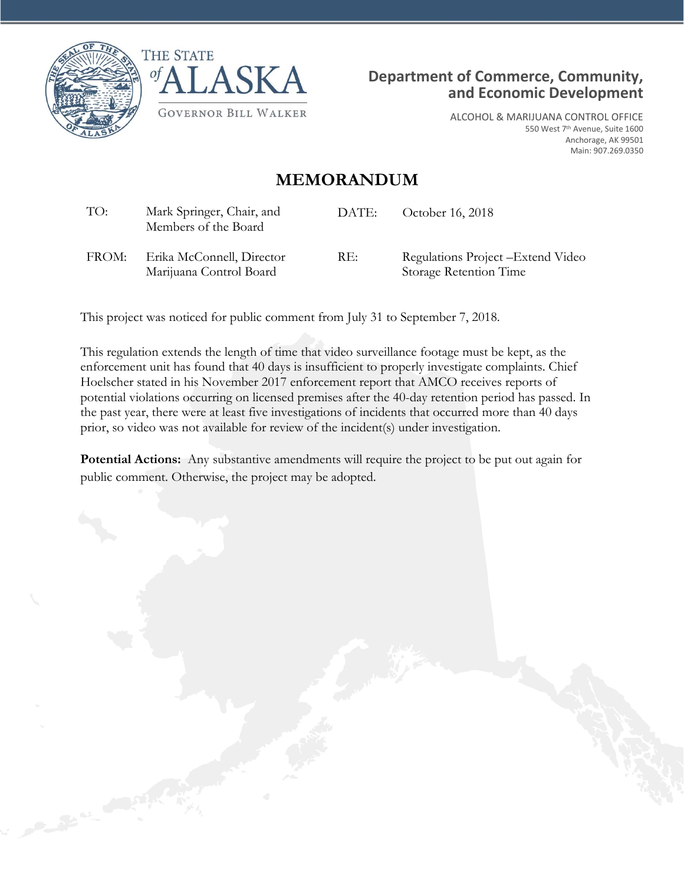THE STATE of ALASKA

GOVERNOR BILL WALKER

**Department of Commerce, Community, and Economic Development**

ALCOHOL & MARIJUANA CONTROL OFFICE
550 West 7th Avenue, Suite 1600
Anchorage, AK 99501
Main: 907.269.0350

# MEMORANDUM

| | | | |
|---|---|---|---|
| TO: | Mark Springer, Chair, and Members of the Board | DATE: | October 16, 2018 |
| FROM: | Erika McConnell, Director Marijuana Control Board | RE: | Regulations Project –Extend Video Storage Retention Time |

This project was noticed for public comment from July 31 to September 7, 2018.

This regulation extends the length of time that video surveillance footage must be kept, as the enforcement unit has found that 40 days is insufficient to properly investigate complaints. Chief Hoelscher stated in his November 2017 enforcement report that AMCO receives reports of potential violations occurring on licensed premises after the 40-day retention period has passed. In the past year, there were at least five investigations of incidents that occurred more than 40 days prior, so video was not available for review of the incident(s) under investigation.

**Potential Actions:** Any substantive amendments will require the project to be put out again for public comment. Otherwise, the project may be adopted.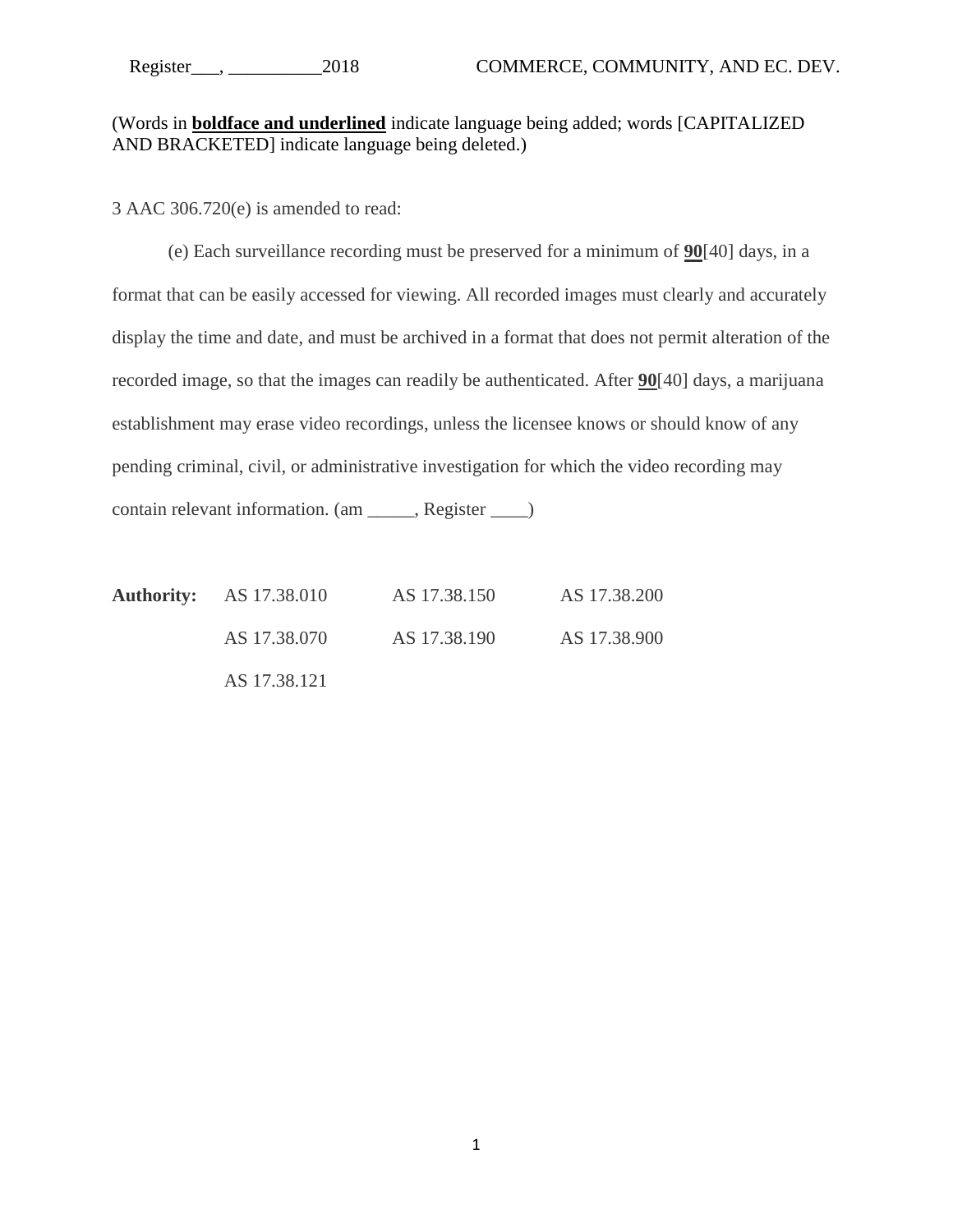(Words in **<u>boldface and underlined</u>** indicate language being added; words [CAPITALIZED AND BRACKETED] indicate language being deleted.)

3 AAC 306.720(e) is amended to read:

(e) Each surveillance recording must be preserved for a minimum of **<u>90</u>**[40] days, in a format that can be easily accessed for viewing. All recorded images must clearly and accurately display the time and date, and must be archived in a format that does not permit alteration of the recorded image, so that the images can readily be authenticated. After **<u>90</u>**[40] days, a marijuana establishment may erase video recordings, unless the licensee knows or should know of any pending criminal, civil, or administrative investigation for which the video recording may contain relevant information. (am _____, Register ____)

| **Authority:** | AS 17.38.010 | AS 17.38.150 | AS 17.38.200 |
|---|---|---|---|
| | AS 17.38.070 | AS 17.38.190 | AS 17.38.900 |
| | AS 17.38.121 | | |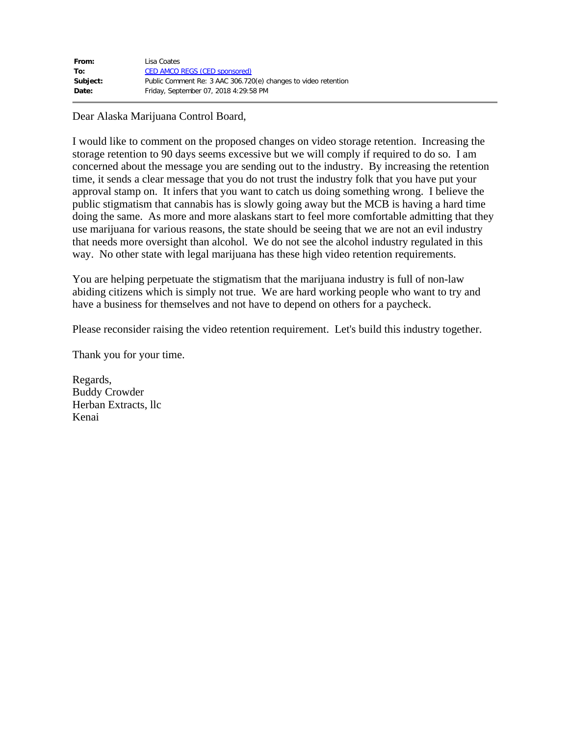| | |
|---|---|
| **From:** | Lisa Coates |
| **To:** | CED AMCO REGS (CED sponsored) |
| **Subject:** | Public Comment Re: 3 AAC 306.720(e) changes to video retention |
| **Date:** | Friday, September 07, 2018 4:29:58 PM |

Dear Alaska Marijuana Control Board,

I would like to comment on the proposed changes on video storage retention. Increasing the storage retention to 90 days seems excessive but we will comply if required to do so. I am concerned about the message you are sending out to the industry. By increasing the retention time, it sends a clear message that you do not trust the industry folk that you have put your approval stamp on. It infers that you want to catch us doing something wrong. I believe the public stigmatism that cannabis has is slowly going away but the MCB is having a hard time doing the same. As more and more alaskans start to feel more comfortable admitting that they use marijuana for various reasons, the state should be seeing that we are not an evil industry that needs more oversight than alcohol. We do not see the alcohol industry regulated in this way. No other state with legal marijuana has these high video retention requirements.

You are helping perpetuate the stigmatism that the marijuana industry is full of non-law abiding citizens which is simply not true. We are hard working people who want to try and have a business for themselves and not have to depend on others for a paycheck.

Please reconsider raising the video retention requirement. Let's build this industry together.

Thank you for your time.

Regards,
Buddy Crowder
Herban Extracts, llc
Kenai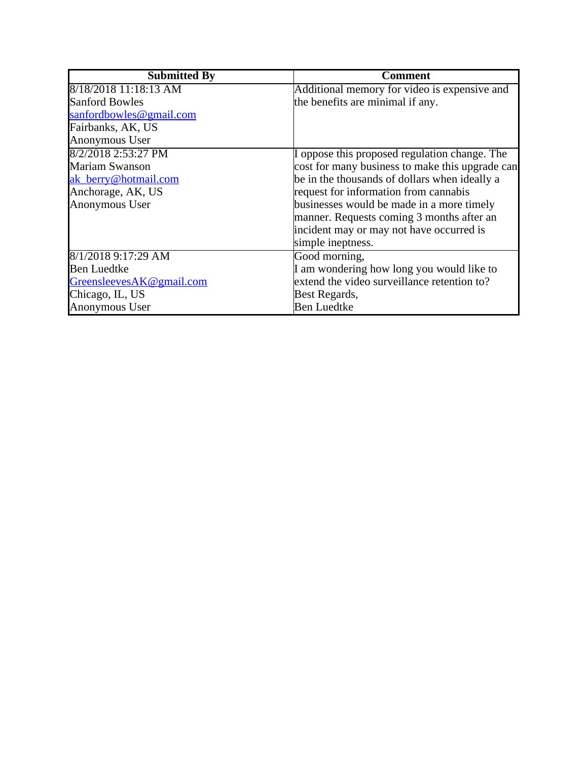| Submitted By | Comment |
| --- | --- |
| 8/18/2018 11:18:13 AM<br>Sanford Bowles<br>sanfordbowles@gmail.com<br>Fairbanks, AK, US<br>Anonymous User | Additional memory for video is expensive and the benefits are minimal if any. |
| 8/2/2018 2:53:27 PM<br>Mariam Swanson<br>ak_berry@hotmail.com<br>Anchorage, AK, US<br>Anonymous User | I oppose this proposed regulation change. The cost for many business to make this upgrade can be in the thousands of dollars when ideally a request for information from cannabis businesses would be made in a more timely manner. Requests coming 3 months after an incident may or may not have occurred is simple ineptness. |
| 8/1/2018 9:17:29 AM<br>Ben Luedtke<br>GreensleevesAK@gmail.com<br>Chicago, IL, US<br>Anonymous User | Good morning,<br>I am wondering how long you would like to extend the video surveillance retention to?<br>Best Regards,<br>Ben Luedtke |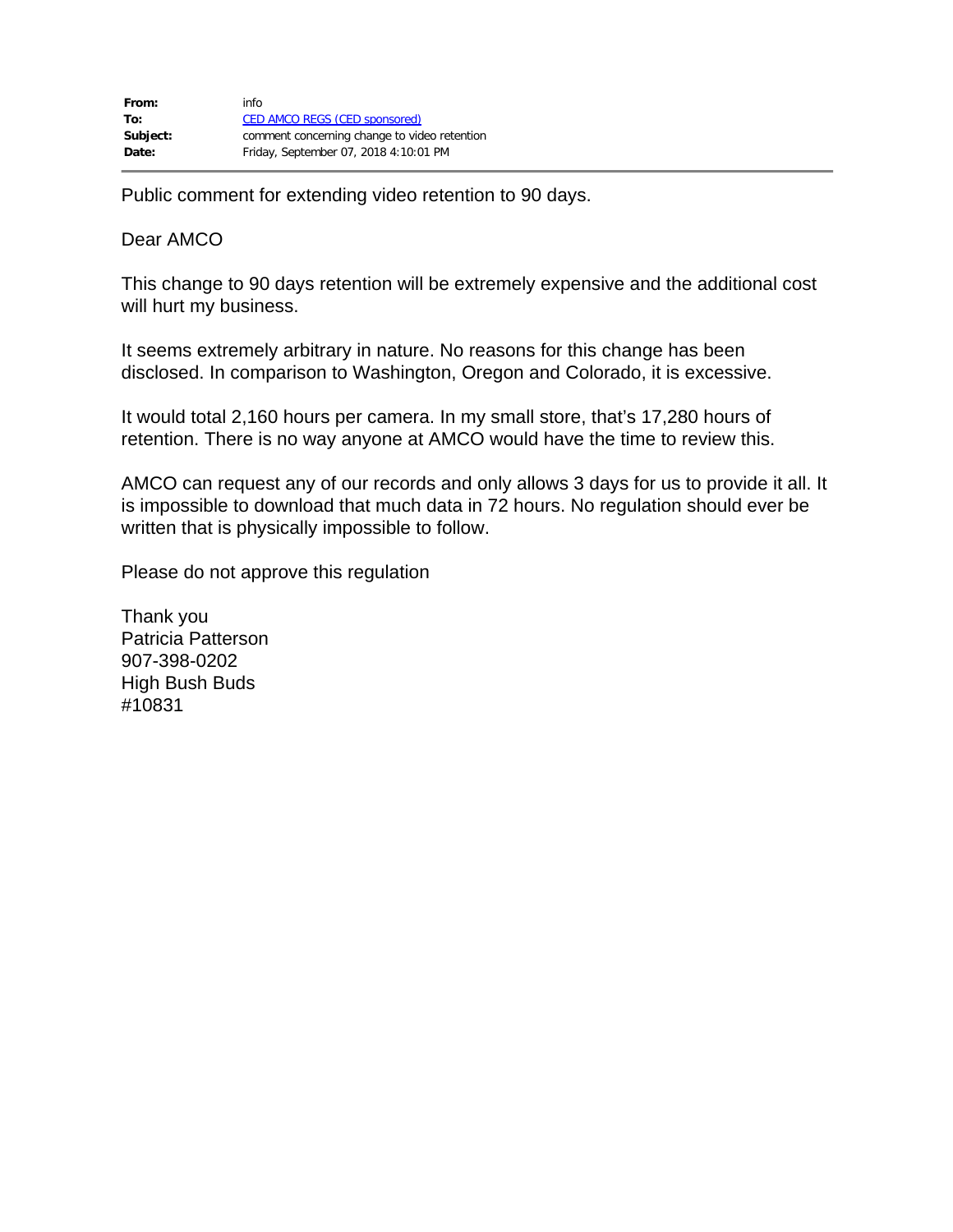| | |
|---|---|
| **From:** | info |
| **To:** | CED AMCO REGS (CED sponsored) |
| **Subject:** | comment concerning change to video retention |
| **Date:** | Friday, September 07, 2018 4:10:01 PM |

Public comment for extending video retention to 90 days.

Dear AMCO

This change to 90 days retention will be extremely expensive and the additional cost will hurt my business.

It seems extremely arbitrary in nature. No reasons for this change has been disclosed. In comparison to Washington, Oregon and Colorado, it is excessive.

It would total 2,160 hours per camera. In my small store, that's 17,280 hours of retention. There is no way anyone at AMCO would have the time to review this.

AMCO can request any of our records and only allows 3 days for us to provide it all. It is impossible to download that much data in 72 hours. No regulation should ever be written that is physically impossible to follow.

Please do not approve this regulation

Thank you
Patricia Patterson
907-398-0202
High Bush Buds
#10831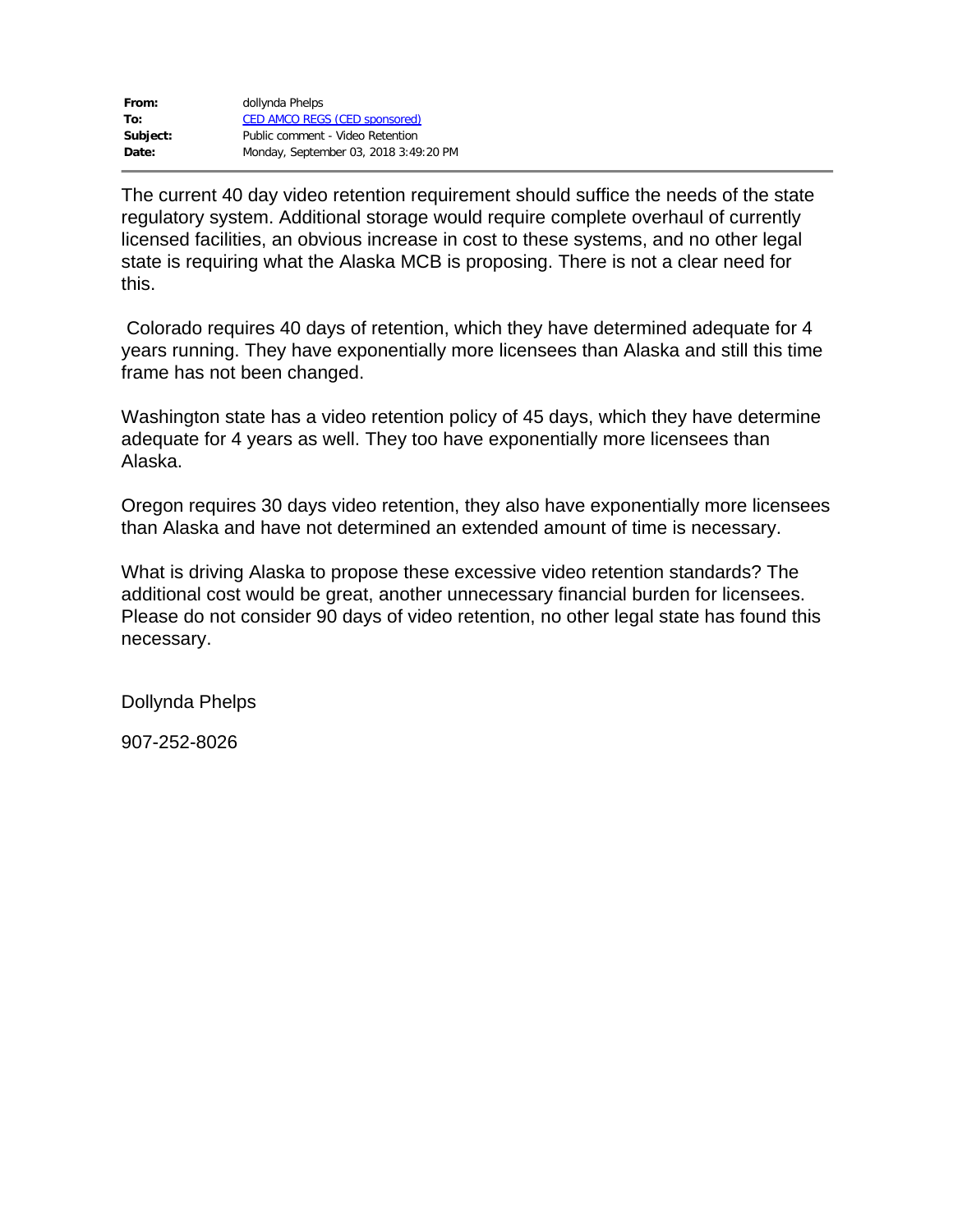| | |
|---|---|
| **From:** | dollynda Phelps |
| **To:** | CED AMCO REGS (CED sponsored) |
| **Subject:** | Public comment - Video Retention |
| **Date:** | Monday, September 03, 2018 3:49:20 PM |

The current 40 day video retention requirement should suffice the needs of the state regulatory system. Additional storage would require complete overhaul of currently licensed facilities, an obvious increase in cost to these systems, and no other legal state is requiring what the Alaska MCB is proposing. There is not a clear need for this.

Colorado requires 40 days of retention, which they have determined adequate for 4 years running. They have exponentially more licensees than Alaska and still this time frame has not been changed.

Washington state has a video retention policy of 45 days, which they have determine adequate for 4 years as well. They too have exponentially more licensees than Alaska.

Oregon requires 30 days video retention, they also have exponentially more licensees than Alaska and have not determined an extended amount of time is necessary.

What is driving Alaska to propose these excessive video retention standards? The additional cost would be great, another unnecessary financial burden for licensees. Please do not consider 90 days of video retention, no other legal state has found this necessary.

Dollynda Phelps

907-252-8026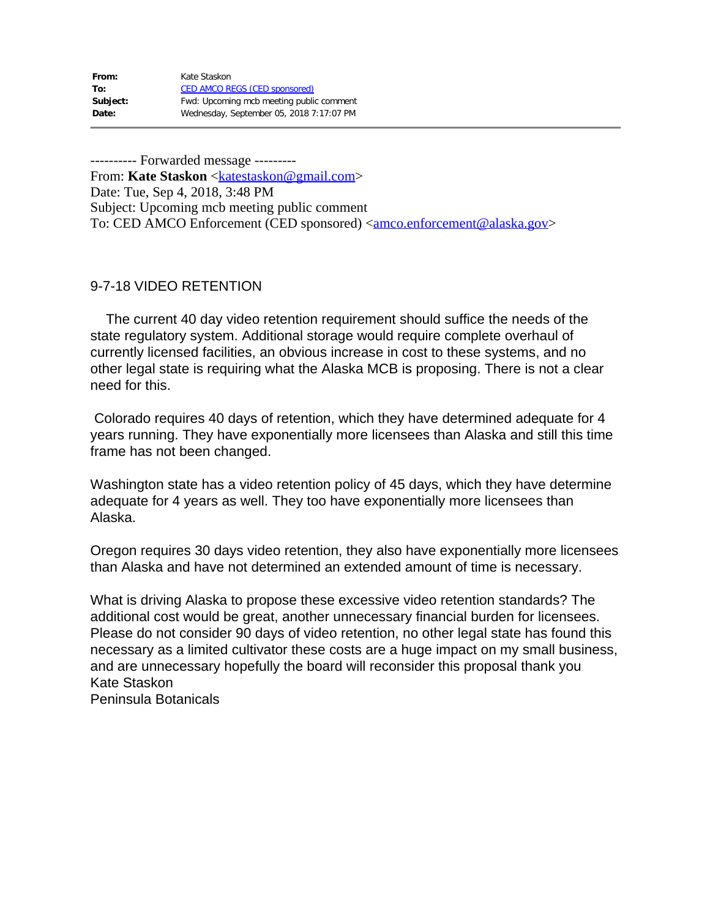| | |
|---|---|
| **From:** | Kate Staskon |
| **To:** | CED AMCO REGS (CED sponsored) |
| **Subject:** | Fwd: Upcoming mcb meeting public comment |
| **Date:** | Wednesday, September 05, 2018 7:17:07 PM |

---------- Forwarded message ---------
From: **Kate Staskon** <katestaskon@gmail.com>
Date: Tue, Sep 4, 2018, 3:48 PM
Subject: Upcoming mcb meeting public comment
To: CED AMCO Enforcement (CED sponsored) <amco.enforcement@alaska.gov>

9-7-18 VIDEO RETENTION

The current 40 day video retention requirement should suffice the needs of the state regulatory system. Additional storage would require complete overhaul of currently licensed facilities, an obvious increase in cost to these systems, and no other legal state is requiring what the Alaska MCB is proposing. There is not a clear need for this.

Colorado requires 40 days of retention, which they have determined adequate for 4 years running. They have exponentially more licensees than Alaska and still this time frame has not been changed.

Washington state has a video retention policy of 45 days, which they have determine adequate for 4 years as well. They too have exponentially more licensees than Alaska.

Oregon requires 30 days video retention, they also have exponentially more licensees than Alaska and have not determined an extended amount of time is necessary.

What is driving Alaska to propose these excessive video retention standards? The additional cost would be great, another unnecessary financial burden for licensees. Please do not consider 90 days of video retention, no other legal state has found this necessary as a limited cultivator these costs are a huge impact on my small business, and are unnecessary hopefully the board will reconsider this proposal thank you
Kate Staskon
Peninsula Botanicals